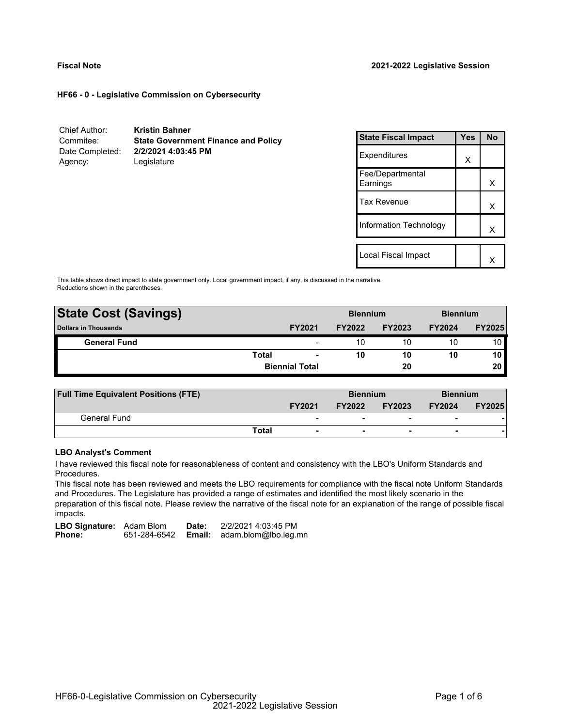**Fiscal Note** **2021-2022 Legislative Session**

**HF66 - 0 - Legislative Commission on Cybersecurity**

| | |
|---|---|
| Chief Author: | **Kristin Bahner** |
| Commitee: | **State Government Finance and Policy** |
| Date Completed: | **2/2/2021 4:03:45 PM** |
| Agency: | Legislature |

| State Fiscal Impact | Yes | No |
|---|---|---|
| Expenditures | X | |
| Fee/Departmental Earnings | | X |
| Tax Revenue | | X |
| Information Technology | | X |
| | | |
| Local Fiscal Impact | | X |

This table shows direct impact to state government only. Local government impact, if any, is discussed in the narrative. Reductions shown in the parentheses.

| **State Cost (Savings)** | | | **Biennium** | | **Biennium** | |
|---|---|---|---|---|---|---|
| **Dollars in Thousands** | | **FY2021** | **FY2022** | **FY2023** | **FY2024** | **FY2025** |
| **General Fund** | | - | 10 | 10 | 10 | 10 |
| | **Total** | **-** | **10** | **10** | **10** | **10** |
| | **Biennial Total** | | | **20** | | **20** |

| **Full Time Equivalent Positions (FTE)** | | | **Biennium** | | **Biennium** | |
|---|---|---|---|---|---|---|
| | | **FY2021** | **FY2022** | **FY2023** | **FY2024** | **FY2025** |
| General Fund | | - | - | - | - | - |
| | **Total** | **-** | **-** | **-** | **-** | **-** |

**LBO Analyst's Comment**

I have reviewed this fiscal note for reasonableness of content and consistency with the LBO's Uniform Standards and Procedures.

This fiscal note has been reviewed and meets the LBO requirements for compliance with the fiscal note Uniform Standards and Procedures. The Legislature has provided a range of estimates and identified the most likely scenario in the preparation of this fiscal note. Please review the narrative of the fiscal note for an explanation of the range of possible fiscal impacts.

| | | | |
|---|---|---|---|
| **LBO Signature:** | Adam Blom | **Date:** | 2/2/2021 4:03:45 PM |
| **Phone:** | 651-284-6542 | **Email:** | adam.blom@lbo.leg.mn |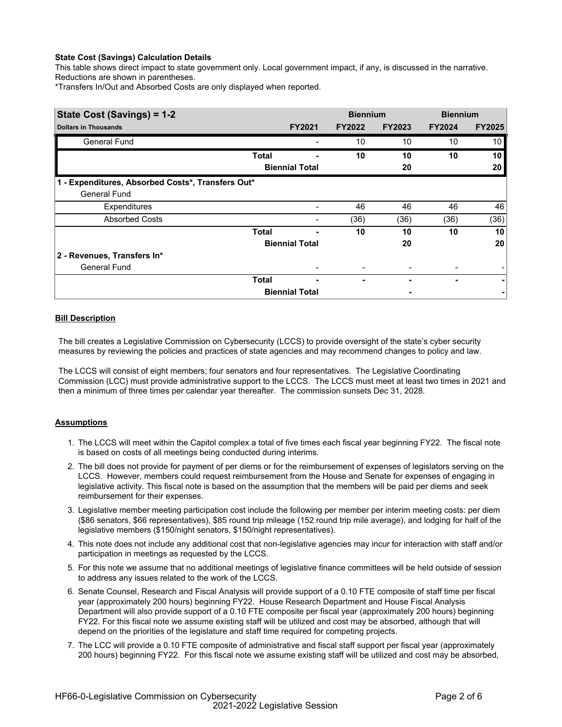**State Cost (Savings) Calculation Details**

This table shows direct impact to state government only. Local government impact, if any, is discussed in the narrative. Reductions are shown in parentheses.

*Transfers In/Out and Absorbed Costs are only displayed when reported.

| State Cost (Savings) = 1-2 | | | Biennium | | Biennium | |
|---|---|---|---|---|---|---|
| **Dollars in Thousands** | | **FY2021** | **FY2022** | **FY2023** | **FY2024** | **FY2025** |
| General Fund | | - | 10 | 10 | 10 | 10 |
| | **Total** | **-** | **10** | **10** | **10** | **10** |
| | **Biennial Total** | | | **20** | | **20** |
| **1 - Expenditures, Absorbed Costs*, Transfers Out*** | | | | | | |
| General Fund | | | | | | |
| Expenditures | | - | 46 | 46 | 46 | 46 |
| Absorbed Costs | | - | (36) | (36) | (36) | (36) |
| | **Total** | **-** | **10** | **10** | **10** | **10** |
| | **Biennial Total** | | | **20** | | **20** |
| **2 - Revenues, Transfers In*** | | | | | | |
| General Fund | | - | - | - | - | - |
| | **Total** | **-** | **-** | **-** | **-** | **-** |
| | **Biennial Total** | | | **-** | | **-** |

**Bill Description**

The bill creates a Legislative Commission on Cybersecurity (LCCS) to provide oversight of the state's cyber security measures by reviewing the policies and practices of state agencies and may recommend changes to policy and law.

The LCCS will consist of eight members; four senators and four representatives. The Legislative Coordinating Commission (LCC) must provide administrative support to the LCCS. The LCCS must meet at least two times in 2021 and then a minimum of three times per calendar year thereafter. The commission sunsets Dec 31, 2028.

**Assumptions**

1. The LCCS will meet within the Capitol complex a total of five times each fiscal year beginning FY22. The fiscal note is based on costs of all meetings being conducted during interims.
2. The bill does not provide for payment of per diems or for the reimbursement of expenses of legislators serving on the LCCS. However, members could request reimbursement from the House and Senate for expenses of engaging in legislative activity. This fiscal note is based on the assumption that the members will be paid per diems and seek reimbursement for their expenses.
3. Legislative member meeting participation cost include the following per member per interim meeting costs: per diem ($86 senators, $66 representatives), $85 round trip mileage (152 round trip mile average), and lodging for half of the legislative members ($150/night senators, $150/night representatives).
4. This note does not include any additional cost that non-legislative agencies may incur for interaction with staff and/or participation in meetings as requested by the LCCS.
5. For this note we assume that no additional meetings of legislative finance committees will be held outside of session to address any issues related to the work of the LCCS.
6. Senate Counsel, Research and Fiscal Analysis will provide support of a 0.10 FTE composite of staff time per fiscal year (approximately 200 hours) beginning FY22. House Research Department and House Fiscal Analysis Department will also provide support of a 0.10 FTE composite per fiscal year (approximately 200 hours) beginning FY22. For this fiscal note we assume existing staff will be utilized and cost may be absorbed, although that will depend on the priorities of the legislature and staff time required for competing projects.
7. The LCC will provide a 0.10 FTE composite of administrative and fiscal staff support per fiscal year (approximately 200 hours) beginning FY22. For this fiscal note we assume existing staff will be utilized and cost may be absorbed,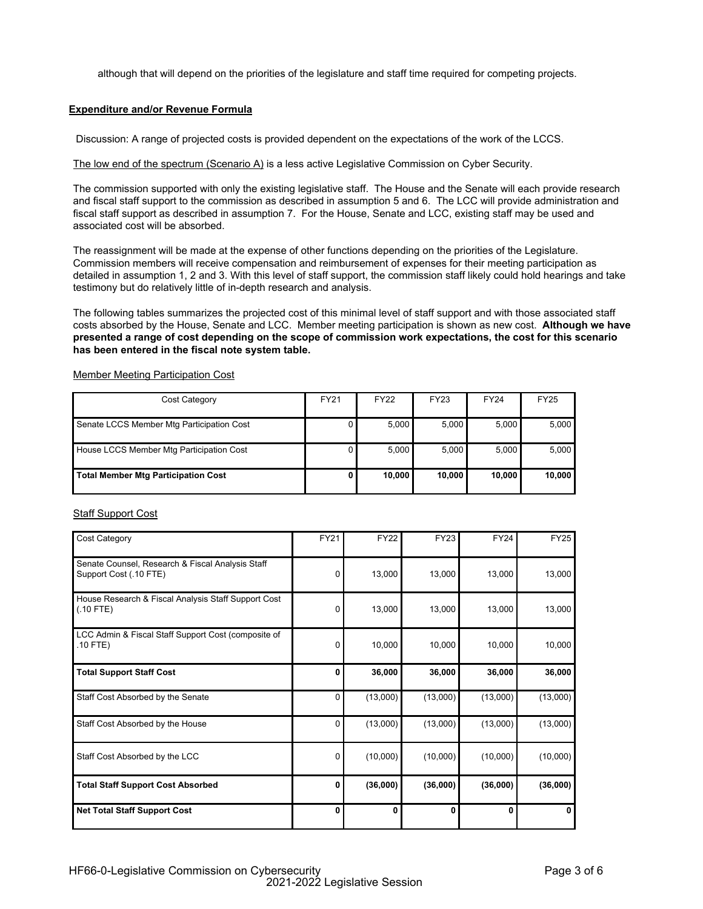although that will depend on the priorities of the legislature and staff time required for competing projects.

**Expenditure and/or Revenue Formula**

Discussion: A range of projected costs is provided dependent on the expectations of the work of the LCCS.

The low end of the spectrum (Scenario A) is a less active Legislative Commission on Cyber Security.

The commission supported with only the existing legislative staff. The House and the Senate will each provide research and fiscal staff support to the commission as described in assumption 5 and 6. The LCC will provide administration and fiscal staff support as described in assumption 7. For the House, Senate and LCC, existing staff may be used and associated cost will be absorbed.

The reassignment will be made at the expense of other functions depending on the priorities of the Legislature. Commission members will receive compensation and reimbursement of expenses for their meeting participation as detailed in assumption 1, 2 and 3. With this level of staff support, the commission staff likely could hold hearings and take testimony but do relatively little of in-depth research and analysis.

The following tables summarizes the projected cost of this minimal level of staff support and with those associated staff costs absorbed by the House, Senate and LCC. Member meeting participation is shown as new cost. **Although we have presented a range of cost depending on the scope of commission work expectations, the cost for this scenario has been entered in the fiscal note system table.**

Member Meeting Participation Cost

| Cost Category | FY21 | FY22 | FY23 | FY24 | FY25 |
|---|---|---|---|---|---|
| Senate LCCS Member Mtg Participation Cost | 0 | 5,000 | 5,000 | 5,000 | 5,000 |
| House LCCS Member Mtg Participation Cost | 0 | 5,000 | 5,000 | 5,000 | 5,000 |
| **Total Member Mtg Participation Cost** | **0** | **10,000** | **10,000** | **10,000** | **10,000** |

Staff Support Cost

| Cost Category | FY21 | FY22 | FY23 | FY24 | FY25 |
|---|---|---|---|---|---|
| Senate Counsel, Research & Fiscal Analysis Staff Support Cost (.10 FTE) | 0 | 13,000 | 13,000 | 13,000 | 13,000 |
| House Research & Fiscal Analysis Staff Support Cost (.10 FTE) | 0 | 13,000 | 13,000 | 13,000 | 13,000 |
| LCC Admin & Fiscal Staff Support Cost (composite of .10 FTE) | 0 | 10,000 | 10,000 | 10,000 | 10,000 |
| **Total Support Staff Cost** | **0** | **36,000** | **36,000** | **36,000** | **36,000** |
| Staff Cost Absorbed by the Senate | 0 | (13,000) | (13,000) | (13,000) | (13,000) |
| Staff Cost Absorbed by the House | 0 | (13,000) | (13,000) | (13,000) | (13,000) |
| Staff Cost Absorbed by the LCC | 0 | (10,000) | (10,000) | (10,000) | (10,000) |
| **Total Staff Support Cost Absorbed** | **0** | **(36,000)** | **(36,000)** | **(36,000)** | **(36,000)** |
| **Net Total Staff Support Cost** | **0** | **0** | **0** | **0** | **0** |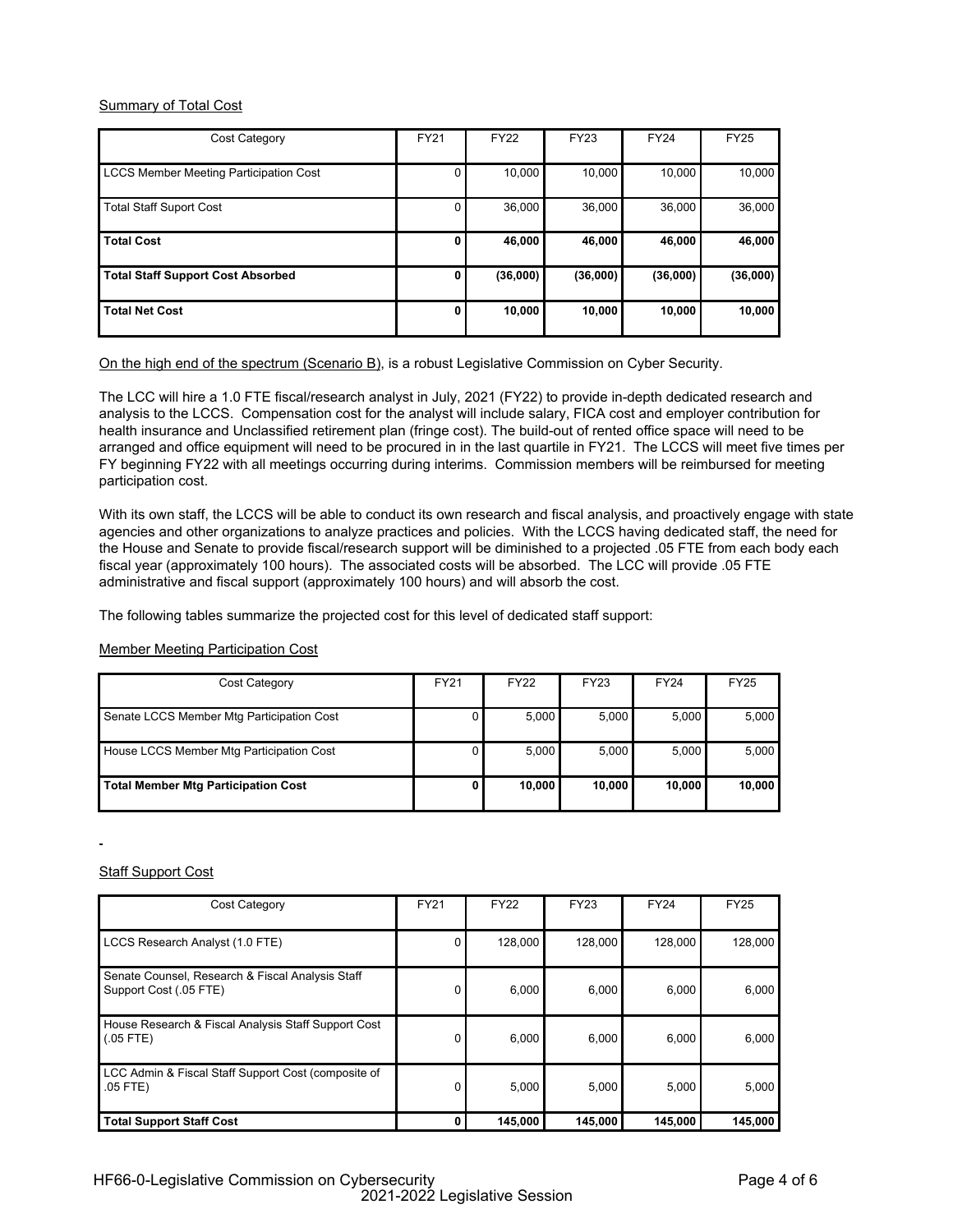Summary of Total Cost

| Cost Category | FY21 | FY22 | FY23 | FY24 | FY25 |
|---|---|---|---|---|---|
| LCCS Member Meeting Participation Cost | 0 | 10,000 | 10,000 | 10,000 | 10,000 |
| Total Staff Suport Cost | 0 | 36,000 | 36,000 | 36,000 | 36,000 |
| **Total Cost** | **0** | **46,000** | **46,000** | **46,000** | **46,000** |
| **Total Staff Support Cost Absorbed** | **0** | **(36,000)** | **(36,000)** | **(36,000)** | **(36,000)** |
| **Total Net Cost** | **0** | **10,000** | **10,000** | **10,000** | **10,000** |

On the high end of the spectrum (Scenario B), is a robust Legislative Commission on Cyber Security.

The LCC will hire a 1.0 FTE fiscal/research analyst in July, 2021 (FY22) to provide in-depth dedicated research and analysis to the LCCS. Compensation cost for the analyst will include salary, FICA cost and employer contribution for health insurance and Unclassified retirement plan (fringe cost). The build-out of rented office space will need to be arranged and office equipment will need to be procured in in the last quartile in FY21. The LCCS will meet five times per FY beginning FY22 with all meetings occurring during interims. Commission members will be reimbursed for meeting participation cost.

With its own staff, the LCCS will be able to conduct its own research and fiscal analysis, and proactively engage with state agencies and other organizations to analyze practices and policies. With the LCCS having dedicated staff, the need for the House and Senate to provide fiscal/research support will be diminished to a projected .05 FTE from each body each fiscal year (approximately 100 hours). The associated costs will be absorbed. The LCC will provide .05 FTE administrative and fiscal support (approximately 100 hours) and will absorb the cost.

The following tables summarize the projected cost for this level of dedicated staff support:

Member Meeting Participation Cost

| Cost Category | FY21 | FY22 | FY23 | FY24 | FY25 |
|---|---|---|---|---|---|
| Senate LCCS Member Mtg Participation Cost | 0 | 5,000 | 5,000 | 5,000 | 5,000 |
| House LCCS Member Mtg Participation Cost | 0 | 5,000 | 5,000 | 5,000 | 5,000 |
| **Total Member Mtg Participation Cost** | **0** | **10,000** | **10,000** | **10,000** | **10,000** |

Staff Support Cost

| Cost Category | FY21 | FY22 | FY23 | FY24 | FY25 |
|---|---|---|---|---|---|
| LCCS Research Analyst (1.0 FTE) | 0 | 128,000 | 128,000 | 128,000 | 128,000 |
| Senate Counsel, Research & Fiscal Analysis Staff Support Cost (.05 FTE) | 0 | 6,000 | 6,000 | 6,000 | 6,000 |
| House Research & Fiscal Analysis Staff Support Cost (.05 FTE) | 0 | 6,000 | 6,000 | 6,000 | 6,000 |
| LCC Admin & Fiscal Staff Support Cost (composite of .05 FTE) | 0 | 5,000 | 5,000 | 5,000 | 5,000 |
| **Total Support Staff Cost** | **0** | **145,000** | **145,000** | **145,000** | **145,000** |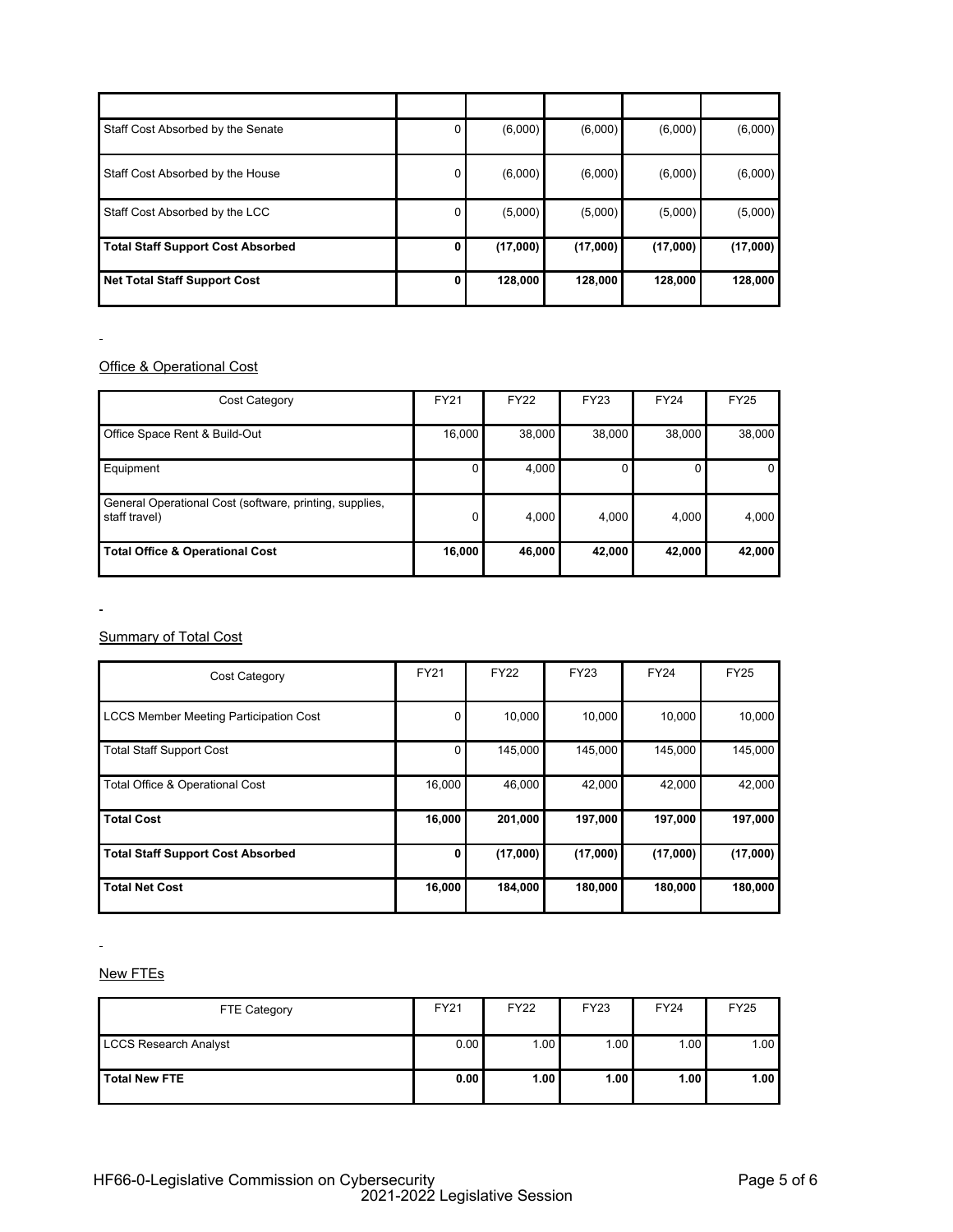| | | | | | |
|---|---|---|---|---|---|
| Staff Cost Absorbed by the Senate | 0 | (6,000) | (6,000) | (6,000) | (6,000) |
| Staff Cost Absorbed by the House | 0 | (6,000) | (6,000) | (6,000) | (6,000) |
| Staff Cost Absorbed by the LCC | 0 | (5,000) | (5,000) | (5,000) | (5,000) |
| **Total Staff Support Cost Absorbed** | **0** | **(17,000)** | **(17,000)** | **(17,000)** | **(17,000)** |
| **Net Total Staff Support Cost** | **0** | **128,000** | **128,000** | **128,000** | **128,000** |

Office & Operational Cost

| Cost Category | FY21 | FY22 | FY23 | FY24 | FY25 |
|---|---|---|---|---|---|
| Office Space Rent & Build-Out | 16,000 | 38,000 | 38,000 | 38,000 | 38,000 |
| Equipment | 0 | 4,000 | 0 | 0 | 0 |
| General Operational Cost (software, printing, supplies, staff travel) | 0 | 4,000 | 4,000 | 4,000 | 4,000 |
| **Total Office & Operational Cost** | **16,000** | **46,000** | **42,000** | **42,000** | **42,000** |

Summary of Total Cost

| Cost Category | FY21 | FY22 | FY23 | FY24 | FY25 |
|---|---|---|---|---|---|
| LCCS Member Meeting Participation Cost | 0 | 10,000 | 10,000 | 10,000 | 10,000 |
| Total Staff Support Cost | 0 | 145,000 | 145,000 | 145,000 | 145,000 |
| Total Office & Operational Cost | 16,000 | 46,000 | 42,000 | 42,000 | 42,000 |
| **Total Cost** | **16,000** | **201,000** | **197,000** | **197,000** | **197,000** |
| **Total Staff Support Cost Absorbed** | **0** | **(17,000)** | **(17,000)** | **(17,000)** | **(17,000)** |
| **Total Net Cost** | **16,000** | **184,000** | **180,000** | **180,000** | **180,000** |

New FTEs

| FTE Category | FY21 | FY22 | FY23 | FY24 | FY25 |
|---|---|---|---|---|---|
| LCCS Research Analyst | 0.00 | 1.00 | 1.00 | 1.00 | 1.00 |
| **Total New FTE** | **0.00** | **1.00** | **1.00** | **1.00** | **1.00** |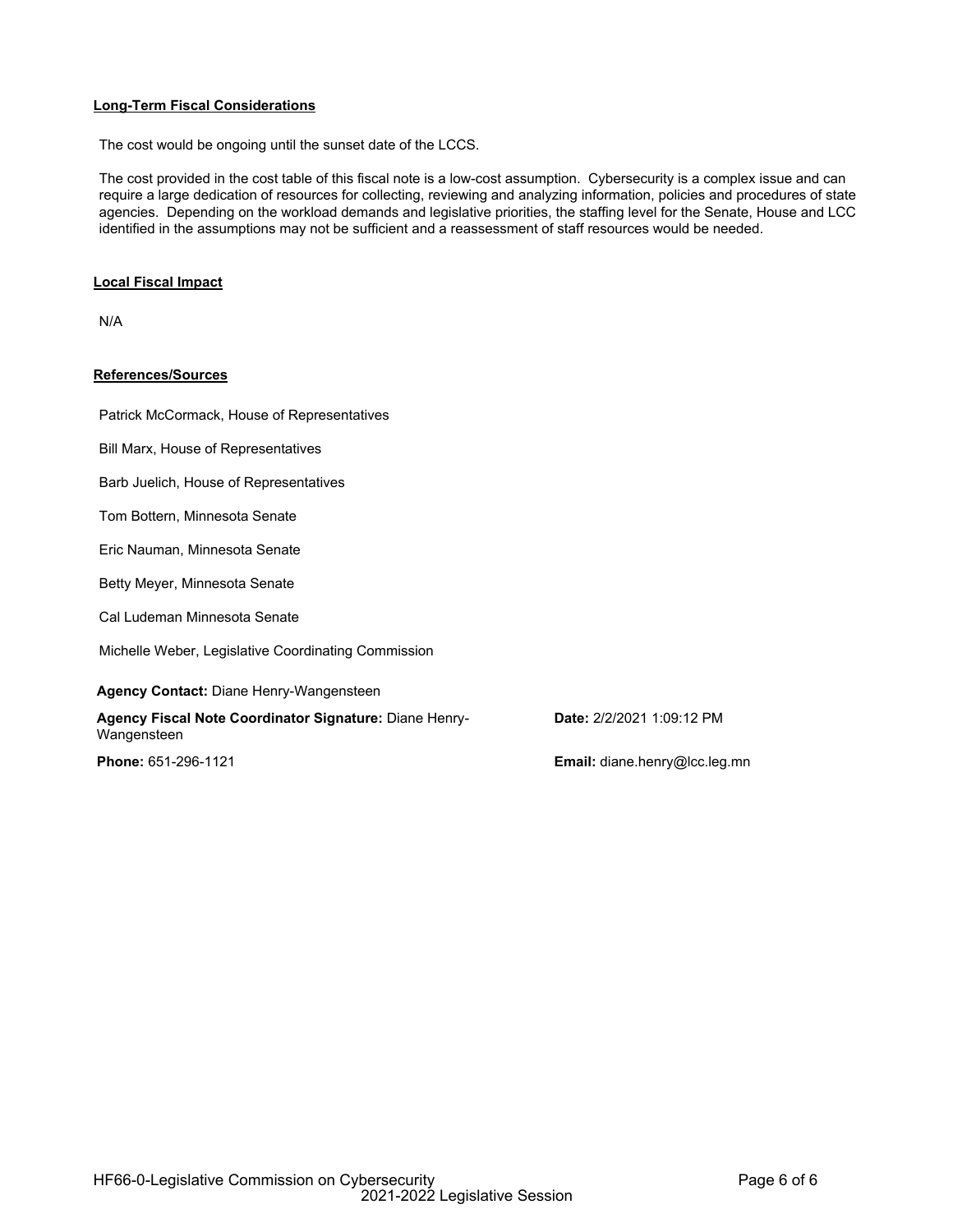**Long-Term Fiscal Considerations**

The cost would be ongoing until the sunset date of the LCCS.

The cost provided in the cost table of this fiscal note is a low-cost assumption. Cybersecurity is a complex issue and can require a large dedication of resources for collecting, reviewing and analyzing information, policies and procedures of state agencies. Depending on the workload demands and legislative priorities, the staffing level for the Senate, House and LCC identified in the assumptions may not be sufficient and a reassessment of staff resources would be needed.

**Local Fiscal Impact**

N/A

**References/Sources**

Patrick McCormack, House of Representatives

Bill Marx, House of Representatives

Barb Juelich, House of Representatives

Tom Bottern, Minnesota Senate

Eric Nauman, Minnesota Senate

Betty Meyer, Minnesota Senate

Cal Ludeman Minnesota Senate

Michelle Weber, Legislative Coordinating Commission

**Agency Contact:** Diane Henry-Wangensteen

**Agency Fiscal Note Coordinator Signature:** Diane Henry-Wangensteen

**Date:** 2/2/2021 1:09:12 PM

**Phone:** 651-296-1121

**Email:** diane.henry@lcc.leg.mn